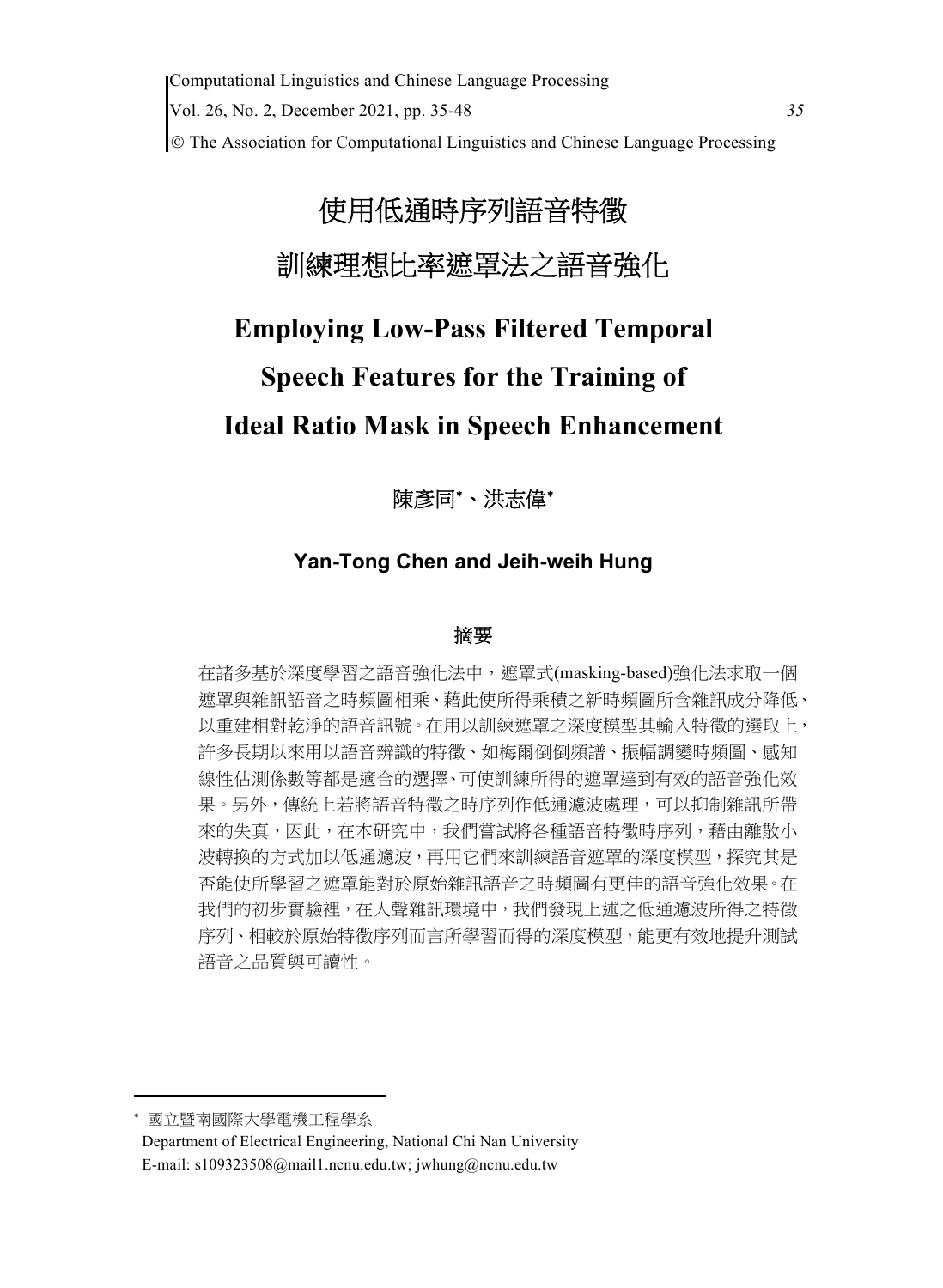# 使用低通時序列語音特徵訓練理想比率遮罩法之語音強化

# Employing Low-Pass Filtered Temporal Speech Features for the Training of Ideal Ratio Mask in Speech Enhancement

陳彥同*、洪志偉*

**Yan-Tong Chen and Jeih-weih Hung**

## 摘要

在諸多基於深度學習之語音強化法中，遮罩式(masking-based)強化法求取一個遮罩與雜訊語音之時頻圖相乘、藉此使所得乘積之新時頻圖所含雜訊成分降低、以重建相對乾淨的語音訊號。在用以訓練遮罩之深度模型其輸入特徵的選取上，許多長期以來用以語音辨識的特徵、如梅爾倒倒頻譜、振幅調變時頻圖、感知線性估測係數等都是適合的選擇、可使訓練所得的遮罩達到有效的語音強化效果。另外，傳統上若將語音特徵之時序列作低通濾波處理，可以抑制雜訊所帶來的失真，因此，在本研究中，我們嘗試將各種語音特徵時序列，藉由離散小波轉換的方式加以低通濾波，再用它們來訓練語音遮罩的深度模型，探究其是否能使所學習之遮罩能對於原始雜訊語音之時頻圖有更佳的語音強化效果。在我們的初步實驗裡，在人聲雜訊環境中，我們發現上述之低通濾波所得之特徵序列、相較於原始特徵序列而言所學習而得的深度模型，能更有效地提升測試語音之品質與可讀性。

---

* 國立暨南國際大學電機工程學系
Department of Electrical Engineering, National Chi Nan University
E-mail: s109323508@mail1.ncnu.edu.tw; jwhung@ncnu.edu.tw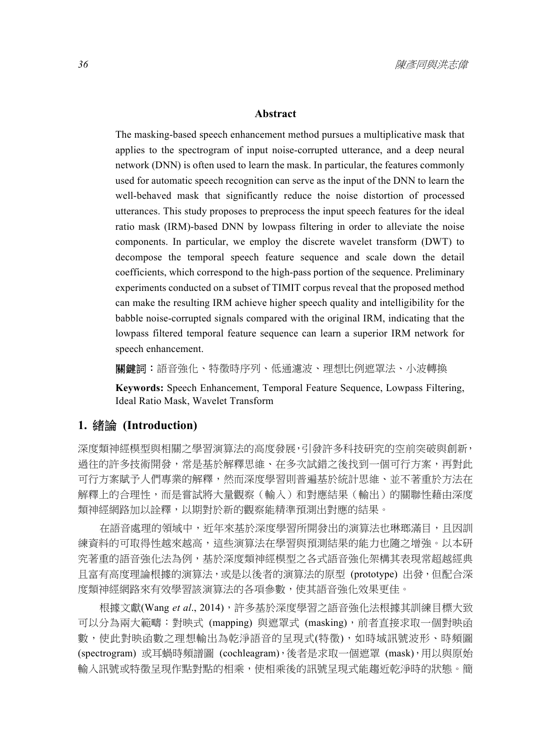**Abstract**

The masking-based speech enhancement method pursues a multiplicative mask that applies to the spectrogram of input noise-corrupted utterance, and a deep neural network (DNN) is often used to learn the mask. In particular, the features commonly used for automatic speech recognition can serve as the input of the DNN to learn the well-behaved mask that significantly reduce the noise distortion of processed utterances. This study proposes to preprocess the input speech features for the ideal ratio mask (IRM)-based DNN by lowpass filtering in order to alleviate the noise components. In particular, we employ the discrete wavelet transform (DWT) to decompose the temporal speech feature sequence and scale down the detail coefficients, which correspond to the high-pass portion of the sequence. Preliminary experiments conducted on a subset of TIMIT corpus reveal that the proposed method can make the resulting IRM achieve higher speech quality and intelligibility for the babble noise-corrupted signals compared with the original IRM, indicating that the lowpass filtered temporal feature sequence can learn a superior IRM network for speech enhancement.

**關鍵詞**：語音強化、特徵時序列、低通濾波、理想比例遮罩法、小波轉換

**Keywords:** Speech Enhancement, Temporal Feature Sequence, Lowpass Filtering, Ideal Ratio Mask, Wavelet Transform

## 1. 緒論 (Introduction)

深度類神經模型與相關之學習演算法的高度發展，引發許多科技研究的空前突破與創新，過往的許多技術開發，常是基於解釋思維、在多次試錯之後找到一個可行方案，再對此可行方案賦予人們專業的解釋，然而深度學習則普遍基於統計思維、並不著重於方法在解釋上的合理性，而是嘗試將大量觀察（輸入）和對應結果（輸出）的關聯性藉由深度類神經網路加以詮釋，以期對於新的觀察能精準預測出對應的結果。

在語音處理的領域中，近年來基於深度學習所開發出的演算法也琳瑯滿目，且因訓練資料的可取得性越來越高，這些演算法在學習與預測結果的能力也隨之增強。以本研究著重的語音強化法為例，基於深度類神經模型之各式語音強化架構其表現常超越經典且富有高度理論根據的演算法，或是以後者的演算法的原型 (prototype) 出發，但配合深度類神經網路來有效學習該演算法的各項參數，使其語音強化效果更佳。

根據文獻(Wang *et al*., 2014)，許多基於深度學習之語音強化法根據其訓練目標大致可以分為兩大範疇：對映式 (mapping) 與遮罩式 (masking)，前者直接求取一個對映函數，使此對映函數之理想輸出為乾淨語音的呈現式(特徵)，如時域訊號波形、時頻圖 (spectrogram) 或耳蝸時頻譜圖 (cochleagram)，後者是求取一個遮罩 (mask)，用以與原始輸入訊號或特徵呈現作點對點的相乘，使相乘後的訊號呈現式能趨近乾淨時的狀態。簡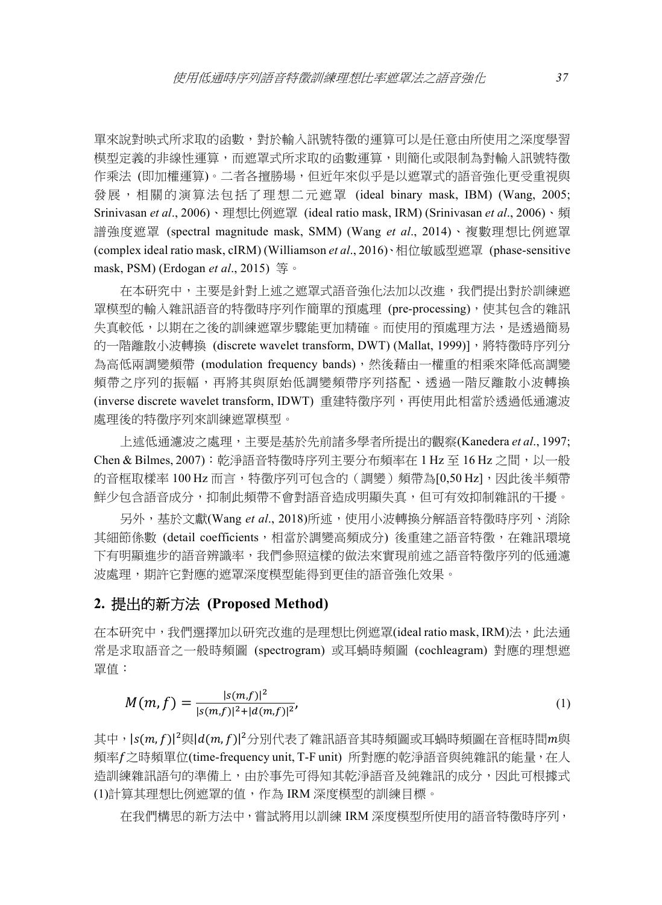單來說對映式所求取的函數，對於輸入訊號特徵的運算可以是任意由所使用之深度學習模型定義的非線性運算，而遮罩式所求取的函數運算，則簡化或限制為對輸入訊號特徵作乘法 (即加權運算)。二者各擅勝場，但近年來似乎是以遮罩式的語音強化更受重視與發展，相關的演算法包括了理想二元遮罩 (ideal binary mask, IBM) (Wang, 2005; Srinivasan *et al*., 2006)、理想比例遮罩 (ideal ratio mask, IRM) (Srinivasan *et al*., 2006)、頻譜強度遮罩 (spectral magnitude mask, SMM) (Wang *et al*., 2014)、複數理想比例遮罩 (complex ideal ratio mask, cIRM) (Williamson *et al*., 2016)、相位敏感型遮罩 (phase-sensitive mask, PSM) (Erdogan *et al*., 2015) 等。

在本研究中，主要是針對上述之遮罩式語音強化法加以改進，我們提出對於訓練遮罩模型的輸入雜訊語音的特徵時序列作簡單的預處理 (pre-processing)，使其包含的雜訊失真較低，以期在之後的訓練遮罩步驟能更加精確。而使用的預處理方法，是透過簡易的一階離散小波轉換 (discrete wavelet transform, DWT) (Mallat, 1999)]，將特徵時序列分為高低兩調變頻帶 (modulation frequency bands)，然後藉由一權重的相乘來降低高調變頻帶之序列的振幅，再將其與原始低調變頻帶序列搭配、透過一階反離散小波轉換 (inverse discrete wavelet transform, IDWT) 重建特徵序列，再使用此相當於透過低通濾波處理後的特徵序列來訓練遮罩模型。

上述低通濾波之處理，主要是基於先前諸多學者所提出的觀察(Kanedera *et al*., 1997; Chen & Bilmes, 2007)：乾淨語音特徵時序列主要分布頻率在 1 Hz 至 16 Hz 之間，以一般的音框取樣率 100 Hz 而言，特徵序列可包含的（調變）頻帶為[0,50 Hz]，因此後半頻帶鮮少包含語音成分，抑制此頻帶不會對語音造成明顯失真，但可有效抑制雜訊的干擾。

另外，基於文獻(Wang *et al*., 2018)所述，使用小波轉換分解語音特徵時序列、消除其細節係數 (detail coefficients，相當於調變高頻成分) 後重建之語音特徵，在雜訊環境下有明顯進步的語音辨識率，我們參照這樣的做法來實現前述之語音特徵序列的低通濾波處理，期許它對應的遮罩深度模型能得到更佳的語音強化效果。

## 2. 提出的新方法 (Proposed Method)

在本研究中，我們選擇加以研究改進的是理想比例遮罩(ideal ratio mask, IRM)法，此法通常是求取語音之一般時頻圖 (spectrogram) 或耳蝸時頻圖 (cochleagram) 對應的理想遮罩值：

$$M(m,f) = \frac{|s(m,f)|^2}{|s(m,f)|^2 + |d(m,f)|^2}, \tag{1}$$

其中，$|s(m,f)|^2$與$|d(m,f)|^2$分別代表了雜訊語音其時頻圖或耳蝸時頻圖在音框時間$m$與頻率$f$之時頻單位(time-frequency unit, T-F unit) 所對應的乾淨語音與純雜訊的能量，在人造訓練雜訊語句的準備上，由於事先可得知其乾淨語音及純雜訊的成分，因此可根據式(1)計算其理想比例遮罩的值，作為 IRM 深度模型的訓練目標。

在我們構思的新方法中，嘗試將用以訓練 IRM 深度模型所使用的語音特徵時序列，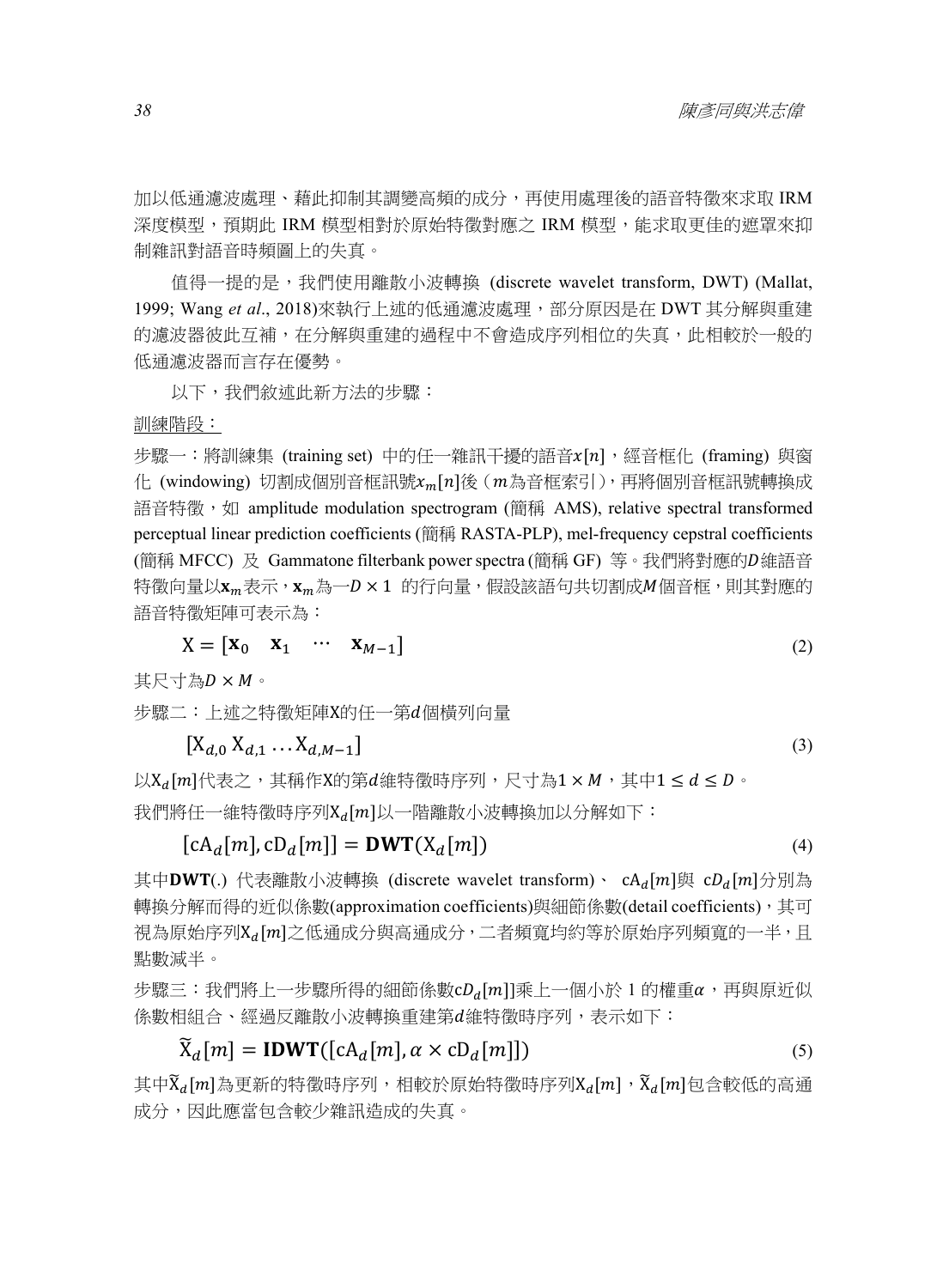加以低通濾波處理、藉此抑制其調變高頻的成分，再使用處理後的語音特徵來求取 IRM 深度模型，預期此 IRM 模型相對於原始特徵對應之 IRM 模型，能求取更佳的遮罩來抑制雜訊對語音時頻圖上的失真。

值得一提的是，我們使用離散小波轉換 (discrete wavelet transform, DWT) (Mallat, 1999; Wang *et al*., 2018)來執行上述的低通濾波處理，部分原因是在 DWT 其分解與重建的濾波器彼此互補，在分解與重建的過程中不會造成序列相位的失真，此相較於一般的低通濾波器而言存在優勢。

以下，我們敘述此新方法的步驟：

<u>訓練階段：</u>

步驟一：將訓練集 (training set) 中的任一雜訊干擾的語音$x[n]$，經音框化 (framing) 與窗化 (windowing) 切割成個別音框訊號$x_m[n]$後（$m$為音框索引），再將個別音框訊號轉換成語音特徵，如 amplitude modulation spectrogram (簡稱 AMS), relative spectral transformed perceptual linear prediction coefficients (簡稱 RASTA-PLP), mel-frequency cepstral coefficients (簡稱 MFCC) 及 Gammatone filterbank power spectra (簡稱 GF) 等。我們將對應的$D$維語音特徵向量以$\mathbf{x}_m$表示，$\mathbf{x}_m$為一$D \times 1$ 的行向量，假設該語句共切割成$M$個音框，則其對應的語音特徵矩陣可表示為：

$$\mathrm{X} = [\mathbf{x}_0 \quad \mathbf{x}_1 \quad \cdots \quad \mathbf{x}_{M-1}] \tag{2}$$

其尺寸為$D \times M$。

步驟二：上述之特徵矩陣X的任一第$d$個橫列向量

$$[\mathrm{X}_{d,0}\ \mathrm{X}_{d,1} \ldots \mathrm{X}_{d,M-1}] \tag{3}$$

以$\mathrm{X}_d[m]$代表之，其稱作X的第$d$維特徵時序列，尺寸為$1 \times M$，其中$1 \leq d \leq D$。

我們將任一維特徵時序列$\mathrm{X}_d[m]$以一階離散小波轉換加以分解如下：

$$[\mathrm{cA}_d[m], \mathrm{cD}_d[m]] = \mathbf{DWT}(\mathrm{X}_d[m]) \tag{4}$$

其中$\mathbf{DWT}(.)$ 代表離散小波轉換 (discrete wavelet transform)、 $\mathrm{cA}_d[m]$與 $\mathrm{c}D_d[m]$分別為轉換分解而得的近似係數(approximation coefficients)與細節係數(detail coefficients)，其可視為原始序列$\mathrm{X}_d[m]$之低通成分與高通成分，二者頻寬均約等於原始序列頻寬的一半，且點數減半。

步驟三：我們將上一步驟所得的細節係數$\mathrm{c}D_d[m]$]乘上一個小於 1 的權重$\alpha$，再與原近似係數相組合、經過反離散小波轉換重建第$d$維特徵時序列，表示如下：

$$\widetilde{\mathrm{X}}_d[m] = \mathbf{IDWT}([\mathrm{cA}_d[m], \alpha \times \mathrm{cD}_d[m]]) \tag{5}$$

其中$\widetilde{\mathrm{X}}_d[m]$為更新的特徵時序列，相較於原始特徵時序列$\mathrm{X}_d[m]$，$\widetilde{\mathrm{X}}_d[m]$包含較低的高通成分，因此應當包含較少雜訊造成的失真。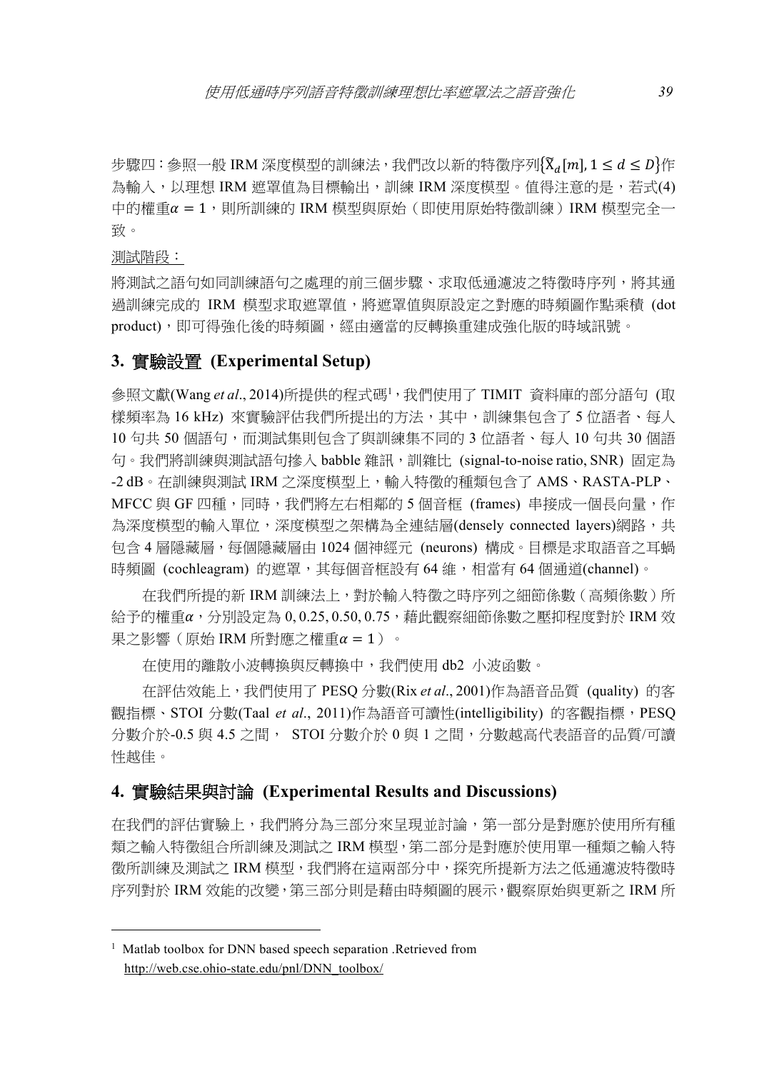步驟四：參照一般 IRM 深度模型的訓練法，我們改以新的特徵序列$\{\tilde{X}_d[m], 1 \leq d \leq D\}$作為輸入，以理想 IRM 遮罩值為目標輸出，訓練 IRM 深度模型。值得注意的是，若式(4)中的權重$\alpha = 1$，則所訓練的 IRM 模型與原始（即使用原始特徵訓練）IRM 模型完全一致。

測試階段：

將測試之語句如同訓練語句之處理的前三個步驟、求取低通濾波之特徵時序列，將其通過訓練完成的 IRM 模型求取遮罩值，將遮罩值與原設定之對應的時頻圖作點乘積 (dot product)，即可得強化後的時頻圖，經由適當的反轉換重建成強化版的時域訊號。

## 3. 實驗設置 (Experimental Setup)

參照文獻(Wang *et al*., 2014)所提供的程式碼[1]，我們使用了 TIMIT 資料庫的部分語句 (取樣頻率為 16 kHz) 來實驗評估我們所提出的方法，其中，訓練集包含了 5 位語者、每人 10 句共 50 個語句，而測試集則包含了與訓練集不同的 3 位語者、每人 10 句共 30 個語句。我們將訓練與測試語句摻入 babble 雜訊，訓雜比 (signal-to-noise ratio, SNR) 固定為 -2 dB。在訓練與測試 IRM 之深度模型上，輸入特徵的種類包含了 AMS、RASTA-PLP、MFCC 與 GF 四種，同時，我們將左右相鄰的 5 個音框 (frames) 串接成一個長向量，作為深度模型的輸入單位，深度模型之架構為全連結層(densely connected layers)網路，共包含 4 層隱藏層，每個隱藏層由 1024 個神經元 (neurons) 構成。目標是求取語音之耳蝸時頻圖 (cochleagram) 的遮罩，其每個音框設有 64 維，相當有 64 個通道(channel)。

在我們所提的新 IRM 訓練法上，對於輸入特徵之時序列之細節係數（高頻係數）所給予的權重$\alpha$，分別設定為 0, 0.25, 0.50, 0.75，藉此觀察細節係數之壓抑程度對於 IRM 效果之影響（原始 IRM 所對應之權重$\alpha = 1$）。

在使用的離散小波轉換與反轉換中，我們使用 db2 小波函數。

在評估效能上，我們使用了 PESQ 分數(Rix *et al*., 2001)作為語音品質 (quality) 的客觀指標、STOI 分數(Taal *et al*., 2011)作為語音可讀性(intelligibility) 的客觀指標，PESQ 分數介於-0.5 與 4.5 之間， STOI 分數介於 0 與 1 之間，分數越高代表語音的品質/可讀性越佳。

## 4. 實驗結果與討論 (Experimental Results and Discussions)

在我們的評估實驗上，我們將分為三部分來呈現並討論，第一部分是對應於使用所有種類之輸入特徵組合所訓練及測試之 IRM 模型，第二部分是對應於使用單一種類之輸入特徵所訓練及測試之 IRM 模型，我們將在這兩部分中，探究所提新方法之低通濾波特徵時序列對於 IRM 效能的改變，第三部分則是藉由時頻圖的展示，觀察原始與更新之 IRM 所

---

[1] Matlab toolbox for DNN based speech separation .Retrieved from http://web.cse.ohio-state.edu/pnl/DNN_toolbox/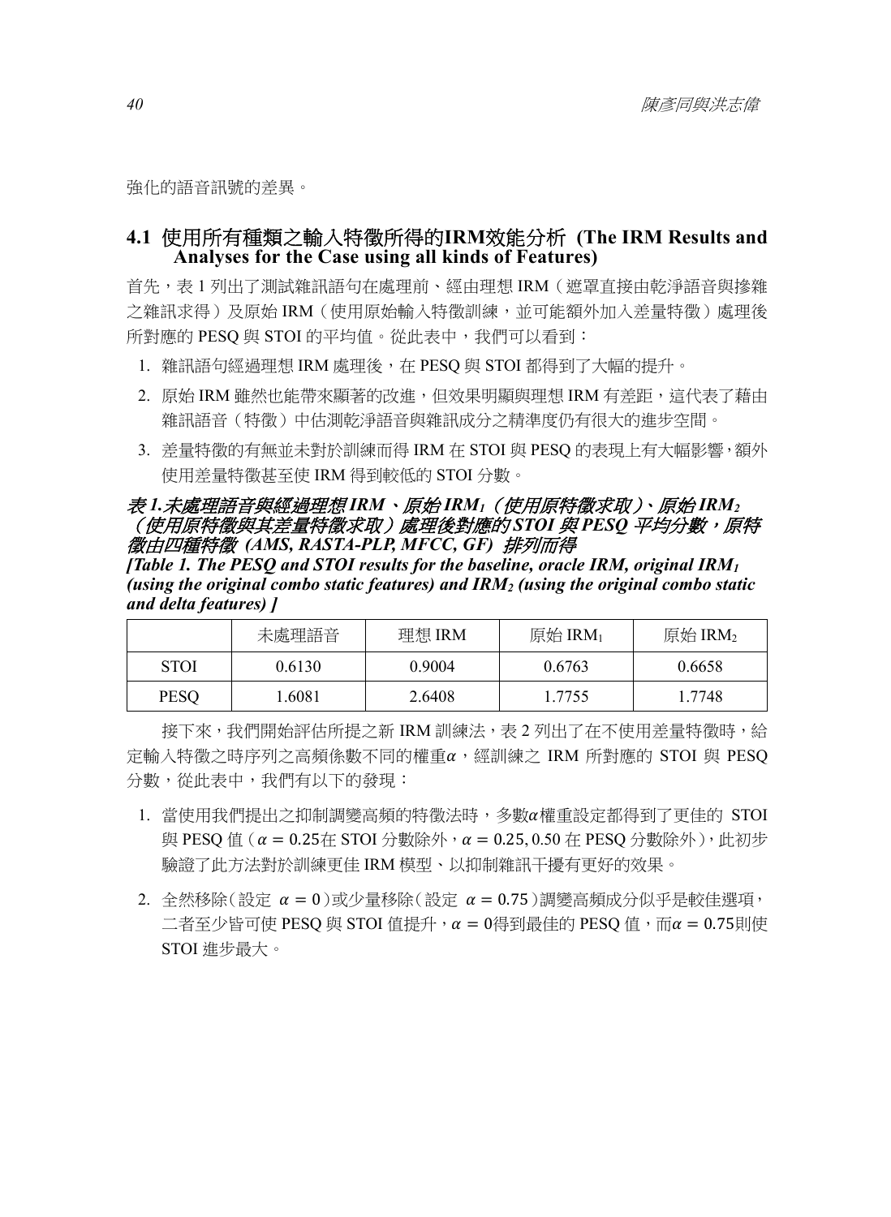強化的語音訊號的差異。

## 4.1 使用所有種類之輸入特徵所得的IRM效能分析 (The IRM Results and Analyses for the Case using all kinds of Features)

首先，表 1 列出了測試雜訊語句在處理前、經由理想 IRM（遮罩直接由乾淨語音與摻雜之雜訊求得）及原始 IRM（使用原始輸入特徵訓練，並可能額外加入差量特徵）處理後所對應的 PESQ 與 STOI 的平均值。從此表中，我們可以看到：

1. 雜訊語句經過理想 IRM 處理後，在 PESQ 與 STOI 都得到了大幅的提升。
2. 原始 IRM 雖然也能帶來顯著的改進，但效果明顯與理想 IRM 有差距，這代表了藉由雜訊語音（特徵）中估測乾淨語音與雜訊成分之精準度仍有很大的進步空間。
3. 差量特徵的有無並未對於訓練而得 IRM 在 STOI 與 PESQ 的表現上有大幅影響，額外使用差量特徵甚至使 IRM 得到較低的 STOI 分數。

***表 1.未處理語音與經過理想 IRM、原始 $IRM_1$（使用原特徵求取）、原始 $IRM_2$（使用原特徵與其差量特徵求取）處理後對應的 STOI 與 PESQ 平均分數，原特徵由四種特徵 (AMS, RASTA-PLP, MFCC, GF) 排列而得***
***[Table 1. The PESQ and STOI results for the baseline, oracle IRM, original $IRM_1$ (using the original combo static features) and $IRM_2$ (using the original combo static and delta features) ]***

| | 未處理語音 | 理想 IRM | 原始 $IRM_1$ | 原始 $IRM_2$ |
|---|---|---|---|---|
| STOI | 0.6130 | 0.9004 | 0.6763 | 0.6658 |
| PESQ | 1.6081 | 2.6408 | 1.7755 | 1.7748 |

接下來，我們開始評估所提之新 IRM 訓練法，表 2 列出了在不使用差量特徵時，給定輸入特徵之時序列之高頻係數不同的權重$\alpha$，經訓練之 IRM 所對應的 STOI 與 PESQ 分數，從此表中，我們有以下的發現：

1. 當使用我們提出之抑制調變高頻的特徵法時，多數$\alpha$權重設定都得到了更佳的 STOI 與 PESQ 值（$\alpha = 0.25$在 STOI 分數除外，$\alpha = 0.25, 0.50$ 在 PESQ 分數除外），此初步驗證了此方法對於訓練更佳 IRM 模型、以抑制雜訊干擾有更好的效果。
2. 全然移除（設定 $\alpha = 0$）或少量移除（設定 $\alpha = 0.75$）調變高頻成分似乎是較佳選項，二者至少皆可使 PESQ 與 STOI 值提升，$\alpha = 0$得到最佳的 PESQ 值，而$\alpha = 0.75$則使 STOI 進步最大。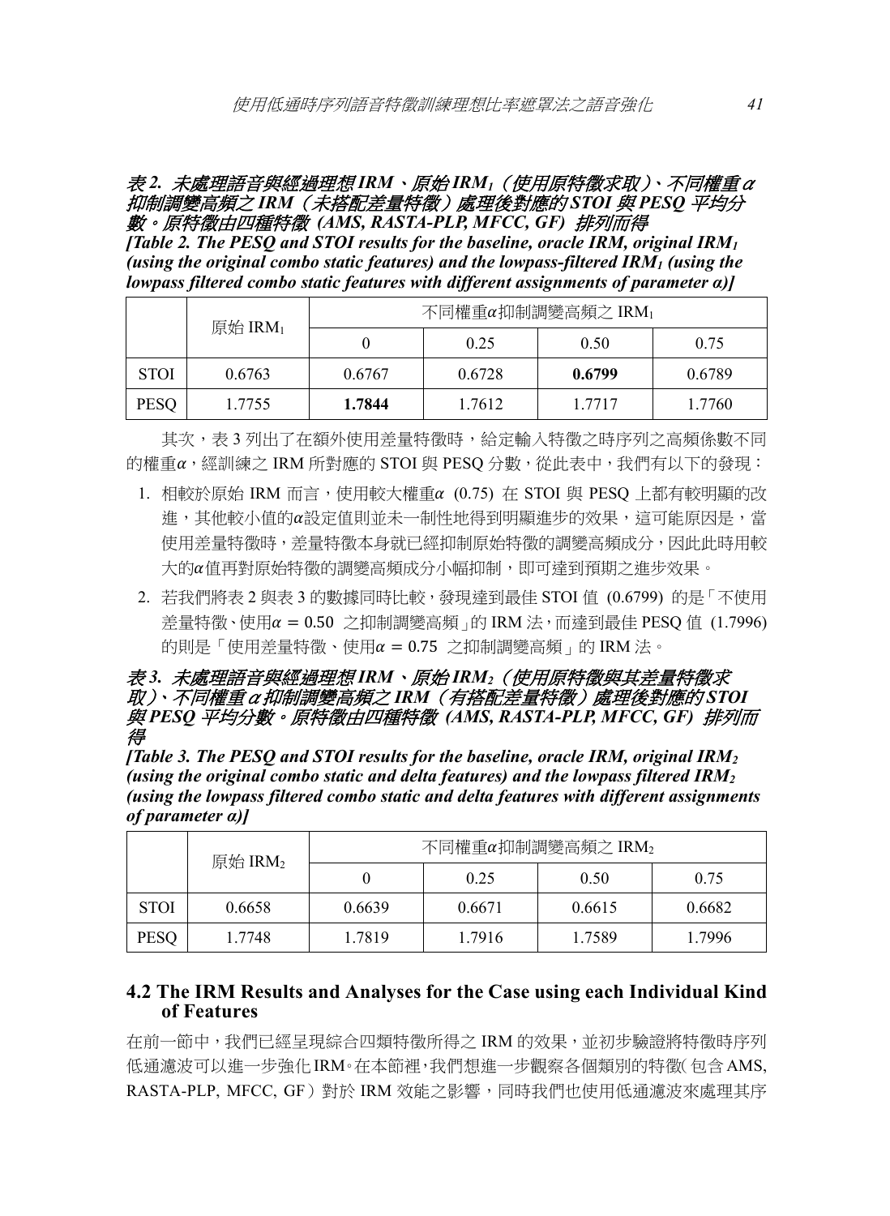***表 2. 未處理語音與經過理想 IRM、原始 $IRM_1$（使用原特徵求取）、不同權重 $\alpha$ 抑制調變高頻之 IRM（未搭配差量特徵）處理後對應的 STOI 與 PESQ 平均分數。原特徵由四種特徵 (AMS, RASTA-PLP, MFCC, GF) 排列而得***

***[Table 2. The PESQ and STOI results for the baseline, oracle IRM, original $IRM_1$ (using the original combo static features) and the lowpass-filtered $IRM_1$ (using the lowpass filtered combo static features with different assignments of parameter $\alpha$)]***

| | 原始 $IRM_1$ | 不同權重$\alpha$抑制調變高頻之 $IRM_1$ | | | |
|---|---|---|---|---|---|
| | | 0 | 0.25 | 0.50 | 0.75 |
| STOI | 0.6763 | 0.6767 | 0.6728 | **0.6799** | 0.6789 |
| PESQ | 1.7755 | **1.7844** | 1.7612 | 1.7717 | 1.7760 |

其次，表 3 列出了在額外使用差量特徵時，給定輸入特徵之時序列之高頻係數不同的權重$\alpha$，經訓練之 IRM 所對應的 STOI 與 PESQ 分數，從此表中，我們有以下的發現：

1. 相較於原始 IRM 而言，使用較大權重$\alpha$ (0.75) 在 STOI 與 PESQ 上都有較明顯的改進，其他較小值的$\alpha$設定值則並未一制性地得到明顯進步的效果，這可能原因是，當使用差量特徵時，差量特徵本身就已經抑制原始特徵的調變高頻成分，因此此時用較大的$\alpha$值再對原始特徵的調變高頻成分小幅抑制，即可達到預期之進步效果。
2. 若我們將表 2 與表 3 的數據同時比較，發現達到最佳 STOI 值 (0.6799) 的是「不使用差量特徵、使用$\alpha = 0.50$ 之抑制調變高頻」的 IRM 法，而達到最佳 PESQ 值 (1.7996) 的則是「使用差量特徵、使用$\alpha = 0.75$ 之抑制調變高頻」的 IRM 法。

***表 3. 未處理語音與經過理想 IRM、原始 $IRM_2$（使用原特徵與其差量特徵求取）、不同權重 $\alpha$ 抑制調變高頻之 IRM（有搭配差量特徵）處理後對應的 STOI 與 PESQ 平均分數。原特徵由四種特徵 (AMS, RASTA-PLP, MFCC, GF) 排列而得***

***[Table 3. The PESQ and STOI results for the baseline, oracle IRM, original $IRM_2$ (using the original combo static and delta features) and the lowpass filtered $IRM_2$ (using the lowpass filtered combo static and delta features with different assignments of parameter $\alpha$)]***

| | 原始 $IRM_2$ | 不同權重$\alpha$抑制調變高頻之 $IRM_2$ | | | |
|---|---|---|---|---|---|
| | | 0 | 0.25 | 0.50 | 0.75 |
| STOI | 0.6658 | 0.6639 | 0.6671 | 0.6615 | 0.6682 |
| PESQ | 1.7748 | 1.7819 | 1.7916 | 1.7589 | 1.7996 |

## 4.2 The IRM Results and Analyses for the Case using each Individual Kind of Features

在前一節中，我們已經呈現綜合四類特徵所得之 IRM 的效果，並初步驗證將特徵時序列低通濾波可以進一步強化 IRM。在本節裡，我們想進一步觀察各個類別的特徵（包含 AMS, RASTA-PLP, MFCC, GF）對於 IRM 效能之影響，同時我們也使用低通濾波來處理其序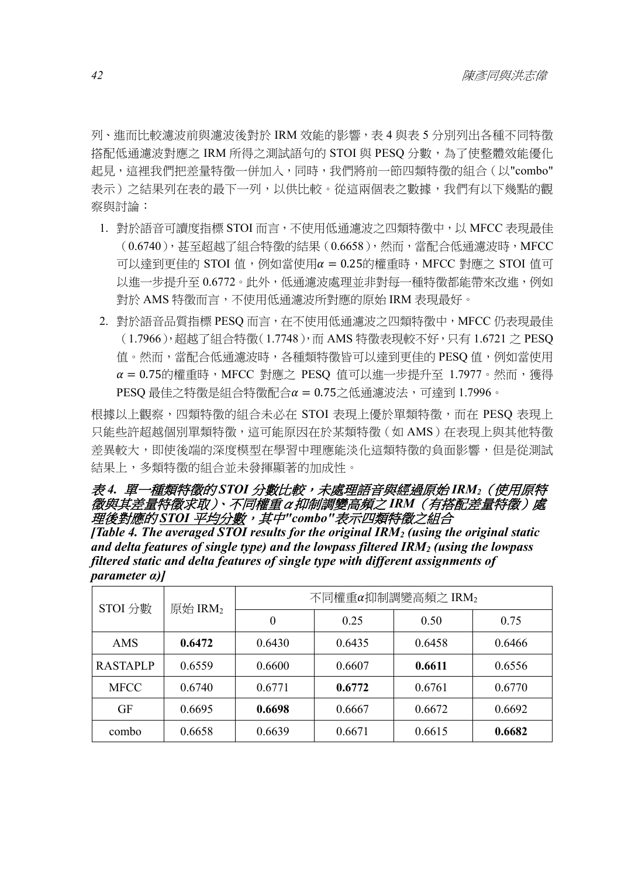列、進而比較濾波前與濾波後對於 IRM 效能的影響，表 4 與表 5 分別列出各種不同特徵搭配低通濾波對應之 IRM 所得之測試語句的 STOI 與 PESQ 分數，為了使整體效能優化起見，這裡我們把差量特徵一併加入，同時，我們將前一節四類特徵的組合（以"combo"表示）之結果列在表的最下一列，以供比較。從這兩個表之數據，我們有以下幾點的觀察與討論：

1. 對於語音可讀度指標 STOI 而言，不使用低通濾波之四類特徵中，以 MFCC 表現最佳（0.6740），甚至超越了組合特徵的結果（0.6658），然而，當配合低通濾波時，MFCC 可以達到更佳的 STOI 值，例如當使用$\alpha = 0.25$的權重時，MFCC 對應之 STOI 值可以進一步提升至 0.6772。此外，低通濾波處理並非對每一種特徵都能帶來改進，例如對於 AMS 特徵而言，不使用低通濾波所對應的原始 IRM 表現最好。
2. 對於語音品質指標 PESQ 而言，在不使用低通濾波之四類特徵中，MFCC 仍表現最佳（1.7966），超越了組合特徵（1.7748），而 AMS 特徵表現較不好，只有 1.6721 之 PESQ 值。然而，當配合低通濾波時，各種類特徵皆可以達到更佳的 PESQ 值，例如當使用$\alpha = 0.75$的權重時，MFCC 對應之 PESQ 值可以進一步提升至 1.7977。然而，獲得 PESQ 最佳之特徵是組合特徵配合$\alpha = 0.75$之低通濾波法，可達到 1.7996。

根據以上觀察，四類特徵的組合未必在 STOI 表現上優於單類特徵，而在 PESQ 表現上只能些許超越個別單類特徵，這可能原因在於某類特徵（如 AMS）在表現上與其他特徵差異較大，即使後端的深度模型在學習中理應能淡化這類特徵的負面影響，但是從測試結果上，多類特徵的組合並未發揮顯著的加成性。

***表 4. 單一種類特徵的 STOI 分數比較，未處理語音與經過原始 $IRM_2$（使用原特徵與其差量特徵求取）、不同權重 $\alpha$ 抑制調變高頻之 IRM（有搭配差量特徵）處理後對應的 STOI 平均分數，其中"combo"表示四類特徵之組合***

***[Table 4. The averaged STOI results for the original $IRM_2$ (using the original static and delta features of single type) and the lowpass filtered $IRM_2$ (using the lowpass filtered static and delta features of single type with different assignments of parameter $\alpha$)]***

| STOI 分數 | 原始 $IRM_2$ | 不同權重$\alpha$抑制調變高頻之 $IRM_2$ | | | |
|---|---|---|---|---|---|
| | | 0 | 0.25 | 0.50 | 0.75 |
| AMS | **0.6472** | 0.6430 | 0.6435 | 0.6458 | 0.6466 |
| RASTAPLP | 0.6559 | 0.6600 | 0.6607 | **0.6611** | 0.6556 |
| MFCC | 0.6740 | 0.6771 | **0.6772** | 0.6761 | 0.6770 |
| GF | 0.6695 | **0.6698** | 0.6667 | 0.6672 | 0.6692 |
| combo | 0.6658 | 0.6639 | 0.6671 | 0.6615 | **0.6682** |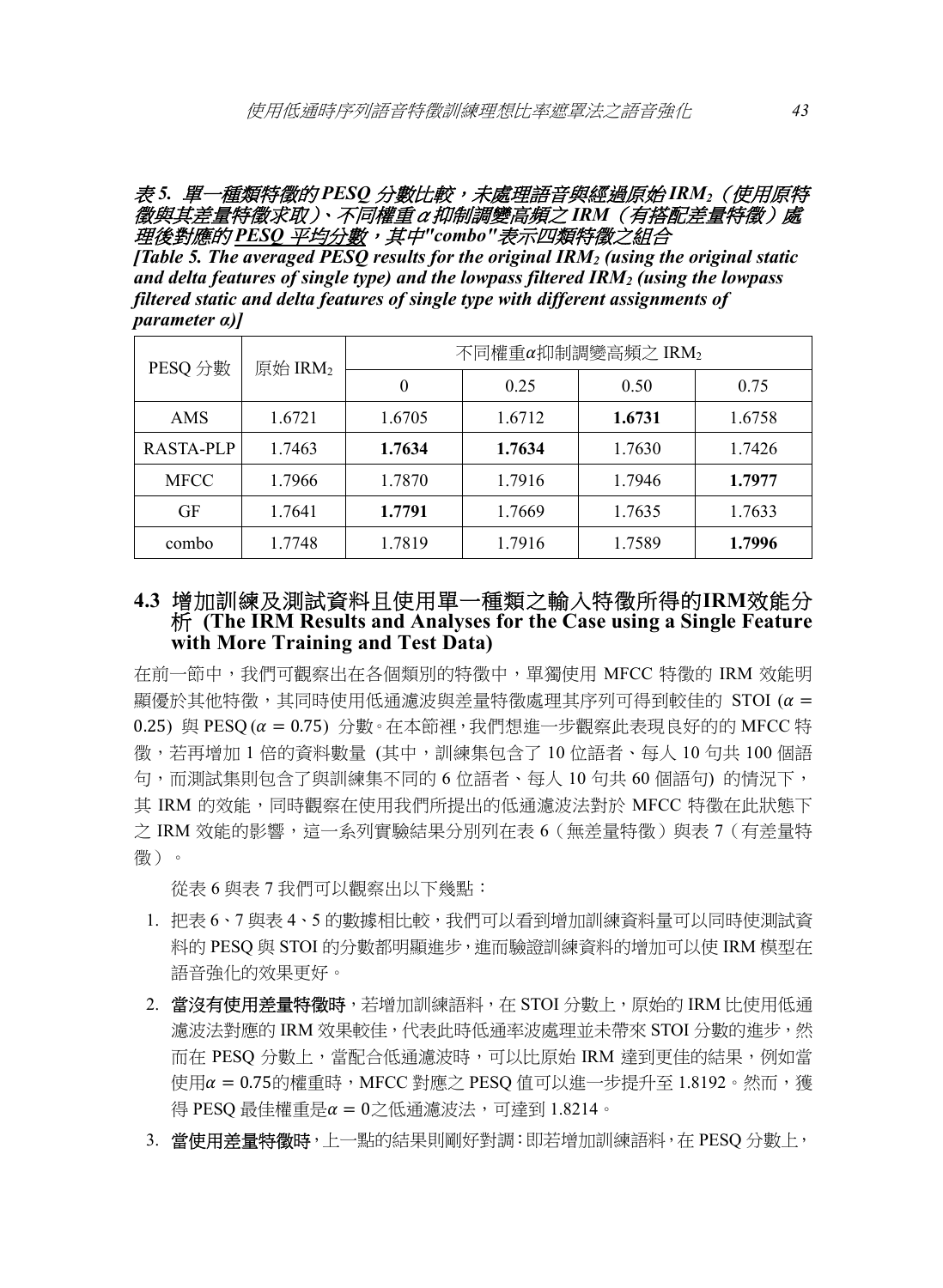*表 5. 單一種類特徵的 PESQ 分數比較，未處理語音與經過原始 $IRM_2$（使用原特徵與其差量特徵求取）、不同權重 $\alpha$ 抑制調變高頻之 IRM（有搭配差量特徵）處理後對應的 PESQ 平均分數，其中"combo"表示四類特徵之組合*

***[Table 5. The averaged PESQ results for the original $IRM_2$ (using the original static and delta features of single type) and the lowpass filtered $IRM_2$ (using the lowpass filtered static and delta features of single type with different assignments of parameter $\alpha$)]***

| PESQ 分數 | 原始 $IRM_2$ | 不同權重$\alpha$抑制調變高頻之 $IRM_2$ | | | |
|---|---|---|---|---|---|
| | | 0 | 0.25 | 0.50 | 0.75 |
| AMS | 1.6721 | 1.6705 | 1.6712 | **1.6731** | 1.6758 |
| RASTA-PLP | 1.7463 | **1.7634** | **1.7634** | 1.7630 | 1.7426 |
| MFCC | 1.7966 | 1.7870 | 1.7916 | 1.7946 | **1.7977** |
| GF | 1.7641 | **1.7791** | 1.7669 | 1.7635 | 1.7633 |
| combo | 1.7748 | 1.7819 | 1.7916 | 1.7589 | **1.7996** |

## 4.3 增加訓練及測試資料且使用單一種類之輸入特徵所得的IRM效能分析 (The IRM Results and Analyses for the Case using a Single Feature with More Training and Test Data)

在前一節中，我們可觀察出在各個類別的特徵中，單獨使用 MFCC 特徵的 IRM 效能明顯優於其他特徵，其同時使用低通濾波與差量特徵處理其序列可得到較佳的 STOI ($\alpha = 0.25$) 與 PESQ ($\alpha = 0.75$) 分數。在本節裡，我們想進一步觀察此表現良好的的 MFCC 特徵，若再增加 1 倍的資料數量 (其中，訓練集包含了 10 位語者、每人 10 句共 100 個語句，而測試集則包含了與訓練集不同的 6 位語者、每人 10 句共 60 個語句) 的情況下，其 IRM 的效能，同時觀察在使用我們所提出的低通濾波法對於 MFCC 特徵在此狀態下之 IRM 效能的影響，這一系列實驗結果分別列在表 6（無差量特徵）與表 7（有差量特徵）。

從表 6 與表 7 我們可以觀察出以下幾點：

1. 把表 6、7 與表 4、5 的數據相比較，我們可以看到增加訓練資料量可以同時使測試資料的 PESQ 與 STOI 的分數都明顯進步，進而驗證訓練資料的增加可以使 IRM 模型在語音強化的效果更好。
2. **當沒有使用差量特徵時**，若增加訓練語料，在 STOI 分數上，原始的 IRM 比使用低通濾波法對應的 IRM 效果較佳，代表此時低通率波處理並未帶來 STOI 分數的進步，然而在 PESQ 分數上，當配合低通濾波時，可以比原始 IRM 達到更佳的結果，例如當使用$\alpha = 0.75$的權重時，MFCC 對應之 PESQ 值可以進一步提升至 1.8192。然而，獲得 PESQ 最佳權重是$\alpha = 0$之低通濾波法，可達到 1.8214。
3. **當使用差量特徵時**，上一點的結果則剛好對調：即若增加訓練語料，在 PESQ 分數上，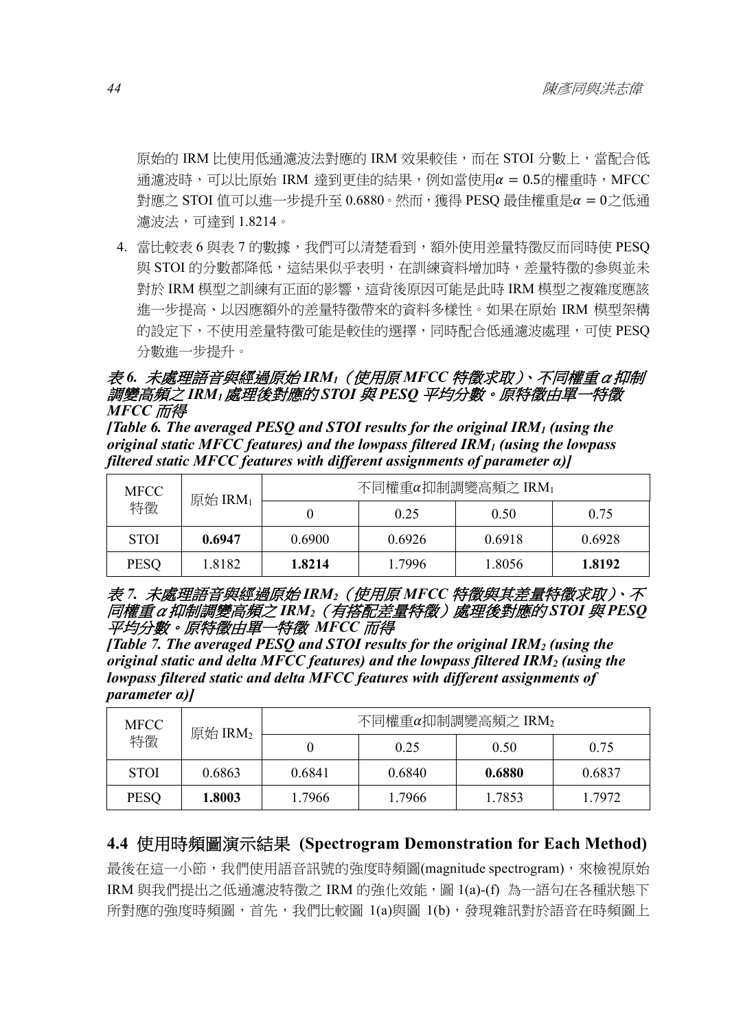原始的 IRM 比使用低通濾波法對應的 IRM 效果較佳，而在 STOI 分數上，當配合低通濾波時，可以比原始 IRM 達到更佳的結果，例如當使用$\alpha = 0.5$的權重時，MFCC 對應之 STOI 值可以進一步提升至 0.6880。然而，獲得 PESQ 最佳權重是$\alpha = 0$之低通濾波法，可達到 1.8214。

4. 當比較表 6 與表 7 的數據，我們可以清楚看到，額外使用差量特徵反而同時使 PESQ 與 STOI 的分數都降低，這結果似乎表明，在訓練資料增加時，差量特徵的參與並未對於 IRM 模型之訓練有正面的影響，這背後原因可能是此時 IRM 模型之複雜度應該進一步提高、以因應額外的差量特徵帶來的資料多樣性。如果在原始 IRM 模型架構的設定下，不使用差量特徵可能是較佳的選擇，同時配合低通濾波處理，可使 PESQ 分數進一步提升。

***表 6. 未處理語音與經過原始 $IRM_1$（使用原 MFCC 特徵求取）、不同權重 $\alpha$ 抑制調變高頻之 $IRM_1$ 處理後對應的 STOI 與 PESQ 平均分數。原特徵由單一特徵 MFCC 而得***

***[Table 6. The averaged PESQ and STOI results for the original $IRM_1$ (using the original static MFCC features) and the lowpass filtered $IRM_1$ (using the lowpass filtered static MFCC features with different assignments of parameter $\alpha$)]***

| MFCC 特徵 | 原始 $IRM_1$ | 不同權重$\alpha$抑制調變高頻之 $IRM_1$ | | | |
|---|---|---|---|---|---|
| | | 0 | 0.25 | 0.50 | 0.75 |
| STOI | **0.6947** | 0.6900 | 0.6926 | 0.6918 | 0.6928 |
| PESQ | 1.8182 | **1.8214** | 1.7996 | 1.8056 | **1.8192** |

***表 7. 未處理語音與經過原始 $IRM_2$（使用原 MFCC 特徵與其差量特徵求取）、不同權重 $\alpha$ 抑制調變高頻之 $IRM_2$（有搭配差量特徵）處理後對應的 STOI 與 PESQ 平均分數。原特徵由單一特徵 MFCC 而得***

***[Table 7. The averaged PESQ and STOI results for the original $IRM_2$ (using the original static and delta MFCC features) and the lowpass filtered $IRM_2$ (using the lowpass filtered static and delta MFCC features with different assignments of parameter $\alpha$)]***

| MFCC 特徵 | 原始 $IRM_2$ | 不同權重$\alpha$抑制調變高頻之 $IRM_2$ | | | |
|---|---|---|---|---|---|
| | | 0 | 0.25 | 0.50 | 0.75 |
| STOI | 0.6863 | 0.6841 | 0.6840 | **0.6880** | 0.6837 |
| PESQ | **1.8003** | 1.7966 | 1.7966 | 1.7853 | 1.7972 |

## 4.4 使用時頻圖演示結果 (Spectrogram Demonstration for Each Method)

最後在這一小節，我們使用語音訊號的強度時頻圖(magnitude spectrogram)，來檢視原始 IRM 與我們提出之低通濾波特徵之 IRM 的強化效能，圖 1(a)-(f) 為一語句在各種狀態下所對應的強度時頻圖，首先，我們比較圖 1(a)與圖 1(b)，發現雜訊對於語音在時頻圖上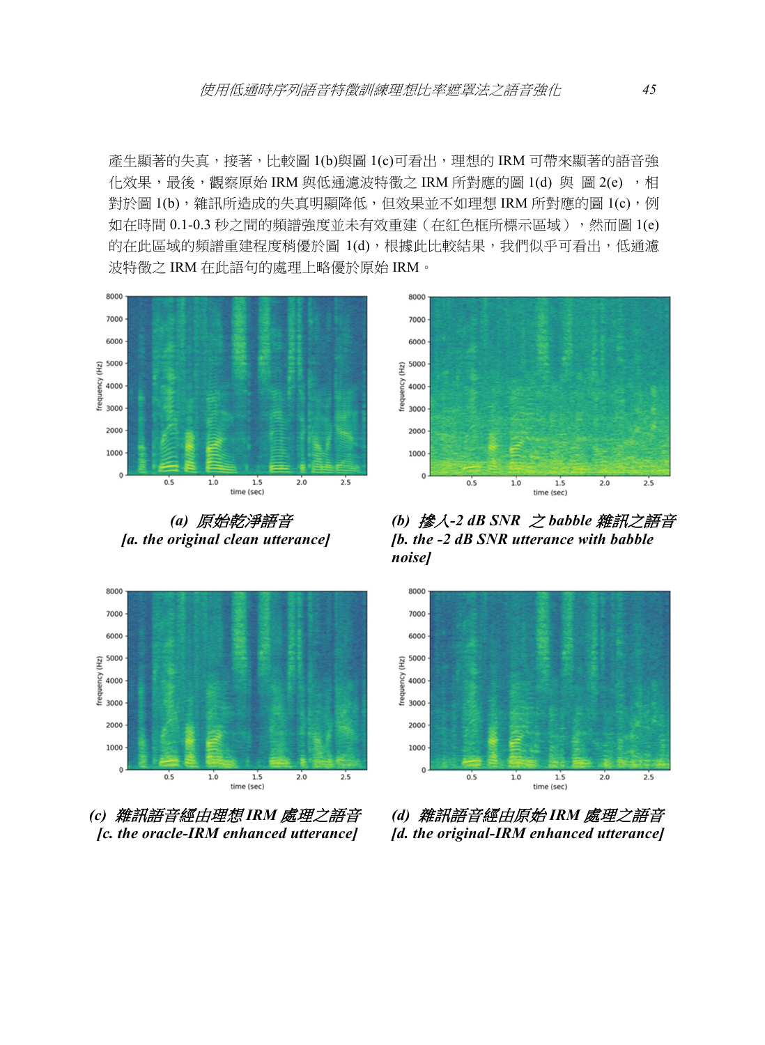產生顯著的失真，接著，比較圖 1(b)與圖 1(c)可看出，理想的 IRM 可帶來顯著的語音強化效果，最後，觀察原始 IRM 與低通濾波特徵之 IRM 所對應的圖 1(d) 與 圖 2(e) ，相對於圖 1(b)，雜訊所造成的失真明顯降低，但效果並不如理想 IRM 所對應的圖 1(c)，例如在時間 0.1-0.3 秒之間的頻譜強度並未有效重建（在紅色框所標示區域），然而圖 1(e)的在此區域的頻譜重建程度稍優於圖 1(d)，根據此比較結果，我們似乎可看出，低通濾波特徵之 IRM 在此語句的處理上略優於原始 IRM。

***(a) 原始乾淨語音***
***[a. the original clean utterance]***

***(b) 摻入-2 dB SNR 之 babble 雜訊之語音***
***[b. the -2 dB SNR utterance with babble noise]***

***(c) 雜訊語音經由理想 IRM 處理之語音***
***[c. the oracle-IRM enhanced utterance]***

***(d) 雜訊語音經由原始 IRM 處理之語音***
***[d. the original-IRM enhanced utterance]***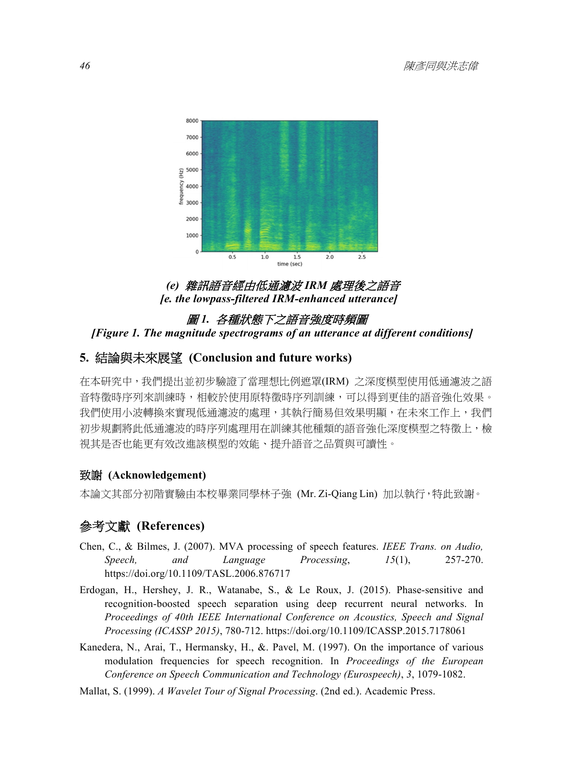*(e) 雜訊語音經由低通濾波 IRM 處理後之語音*
***[e. the lowpass-filtered IRM-enhanced utterance]***

***圖 1. 各種狀態下之語音強度時頻圖***
***[Figure 1. The magnitude spectrograms of an utterance at different conditions]***

## 5. 結論與未來展望 (Conclusion and future works)

在本研究中，我們提出並初步驗證了當理想比例遮罩(IRM) 之深度模型使用低通濾波之語音特徵時序列來訓練時，相較於使用原特徵時序列訓練，可以得到更佳的語音強化效果。我們使用小波轉換來實現低通濾波的處理，其執行簡易但效果明顯，在未來工作上，我們初步規劃將此低通濾波的時序列處理用在訓練其他種類的語音強化深度模型之特徵上，檢視其是否也能更有效改進該模型的效能、提升語音之品質與可讀性。

### 致謝 (Acknowledgement)

本論文其部分初階實驗由本校畢業同學林子強 (Mr. Zi-Qiang Lin) 加以執行，特此致謝。

## 參考文獻 (References)

Chen, C., & Bilmes, J. (2007). MVA processing of speech features. *IEEE Trans. on Audio, Speech, and Language Processing*, *15*(1), 257-270. https://doi.org/10.1109/TASL.2006.876717

Erdogan, H., Hershey, J. R., Watanabe, S., & Le Roux, J. (2015). Phase-sensitive and recognition-boosted speech separation using deep recurrent neural networks. In *Proceedings of 40th IEEE International Conference on Acoustics, Speech and Signal Processing (ICASSP 2015)*, 780-712. https://doi.org/10.1109/ICASSP.2015.7178061

Kanedera, N., Arai, T., Hermansky, H., &. Pavel, M. (1997). On the importance of various modulation frequencies for speech recognition. In *Proceedings of the European Conference on Speech Communication and Technology (Eurospeech)*, *3*, 1079-1082.

Mallat, S. (1999). *A Wavelet Tour of Signal Processing*. (2nd ed.). Academic Press.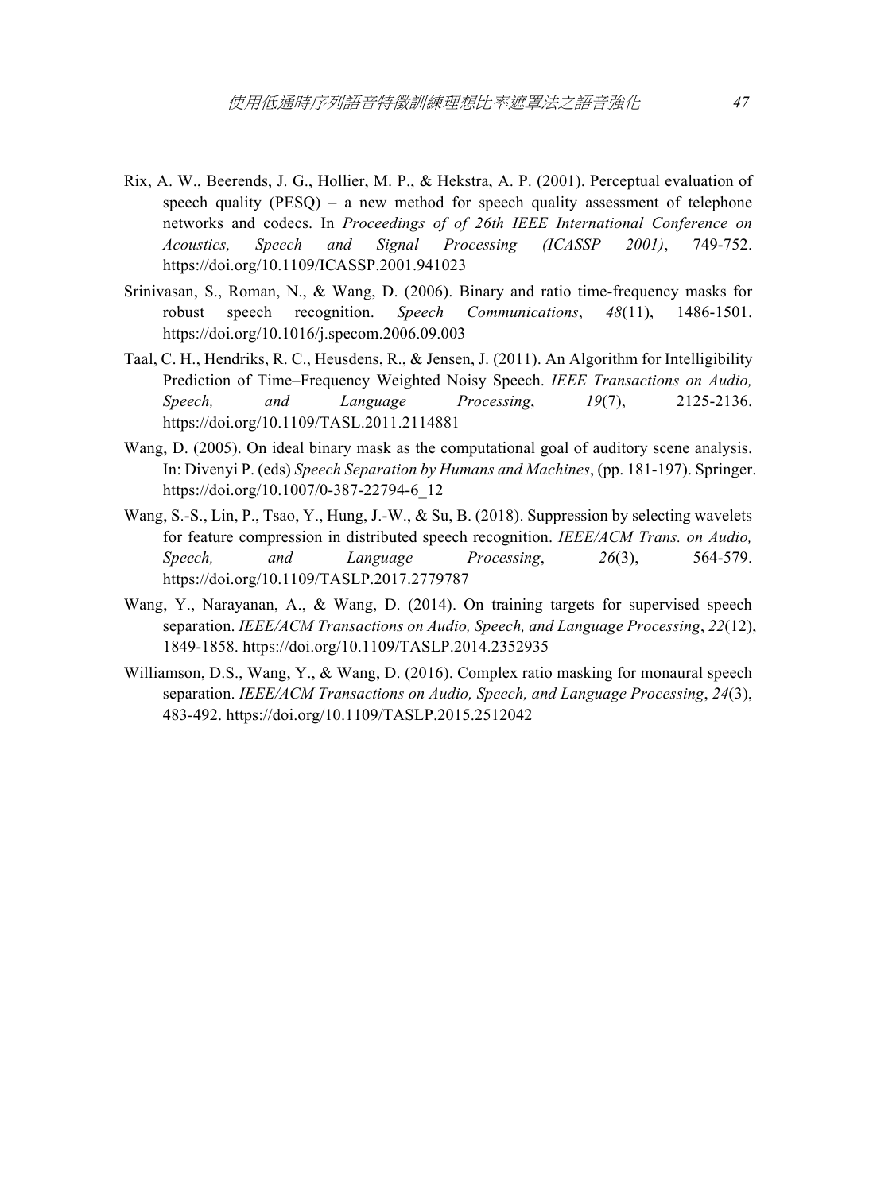Rix, A. W., Beerends, J. G., Hollier, M. P., & Hekstra, A. P. (2001). Perceptual evaluation of speech quality (PESQ) – a new method for speech quality assessment of telephone networks and codecs. In *Proceedings of of 26th IEEE International Conference on Acoustics, Speech and Signal Processing (ICASSP 2001)*, 749-752. https://doi.org/10.1109/ICASSP.2001.941023

Srinivasan, S., Roman, N., & Wang, D. (2006). Binary and ratio time-frequency masks for robust speech recognition. *Speech Communications*, *48*(11), 1486-1501. https://doi.org/10.1016/j.specom.2006.09.003

Taal, C. H., Hendriks, R. C., Heusdens, R., & Jensen, J. (2011). An Algorithm for Intelligibility Prediction of Time–Frequency Weighted Noisy Speech. *IEEE Transactions on Audio, Speech, and Language Processing*, *19*(7), 2125-2136. https://doi.org/10.1109/TASL.2011.2114881

Wang, D. (2005). On ideal binary mask as the computational goal of auditory scene analysis. In: Divenyi P. (eds) *Speech Separation by Humans and Machines*, (pp. 181-197). Springer. https://doi.org/10.1007/0-387-22794-6_12

Wang, S.-S., Lin, P., Tsao, Y., Hung, J.-W., & Su, B. (2018). Suppression by selecting wavelets for feature compression in distributed speech recognition. *IEEE/ACM Trans. on Audio, Speech, and Language Processing*, *26*(3), 564-579. https://doi.org/10.1109/TASLP.2017.2779787

Wang, Y., Narayanan, A., & Wang, D. (2014). On training targets for supervised speech separation. *IEEE/ACM Transactions on Audio, Speech, and Language Processing*, *22*(12), 1849-1858. https://doi.org/10.1109/TASLP.2014.2352935

Williamson, D.S., Wang, Y., & Wang, D. (2016). Complex ratio masking for monaural speech separation. *IEEE/ACM Transactions on Audio, Speech, and Language Processing*, *24*(3), 483-492. https://doi.org/10.1109/TASLP.2015.2512042